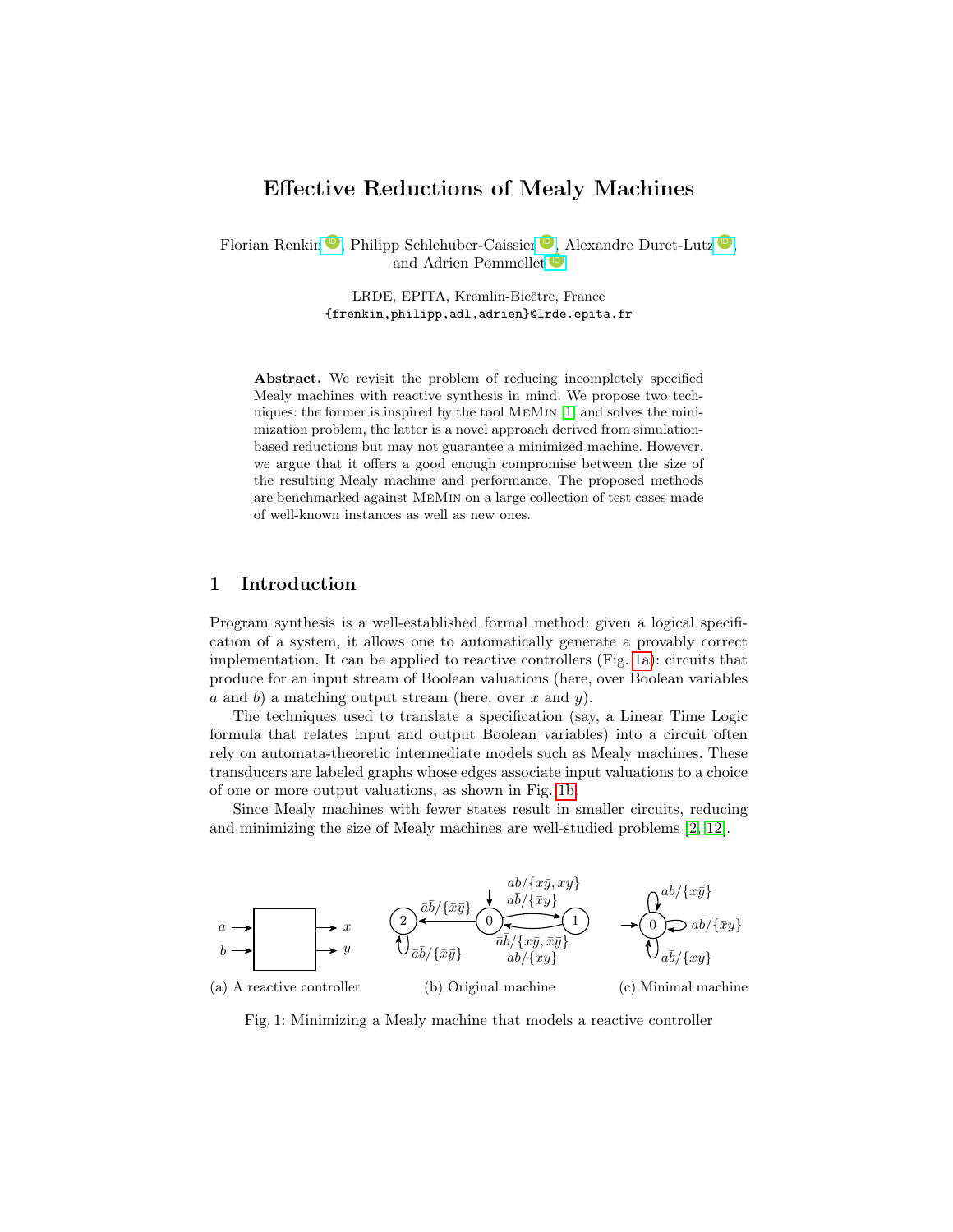# Effective Reductions of Mealy Machines

Florian Renkin, Philipp Schlehuber-Caissier, Alexandre Duret-Lutz, and Adrien Pommellet

LRDE, EPITA, Kremlin-Bicêtre, France
{frenkin,philipp,adl,adrien}@lrde.epita.fr

**Abstract.** We revisit the problem of reducing incompletely specified Mealy machines with reactive synthesis in mind. We propose two techniques: the former is inspired by the tool MeMin [1] and solves the minimization problem, the latter is a novel approach derived from simulation-based reductions but may not guarantee a minimized machine. However, we argue that it offers a good enough compromise between the size of the resulting Mealy machine and performance. The proposed methods are benchmarked against MeMin on a large collection of test cases made of well-known instances as well as new ones.

## 1 Introduction

Program synthesis is a well-established formal method: given a logical specification of a system, it allows one to automatically generate a provably correct implementation. It can be applied to reactive controllers (Fig. 1a): circuits that produce for an input stream of Boolean valuations (here, over Boolean variables $a$ and $b$) a matching output stream (here, over $x$ and $y$).

The techniques used to translate a specification (say, a Linear Time Logic formula that relates input and output Boolean variables) into a circuit often rely on automata-theoretic intermediate models such as Mealy machines. These transducers are labeled graphs whose edges associate input valuations to a choice of one or more output valuations, as shown in Fig. 1b.

Since Mealy machines with fewer states result in smaller circuits, reducing and minimizing the size of Mealy machines are well-studied problems [2, 12].

(a) A reactive controller

(b) Original machine

(c) Minimal machine

Fig. 1: Minimizing a Mealy machine that models a reactive controller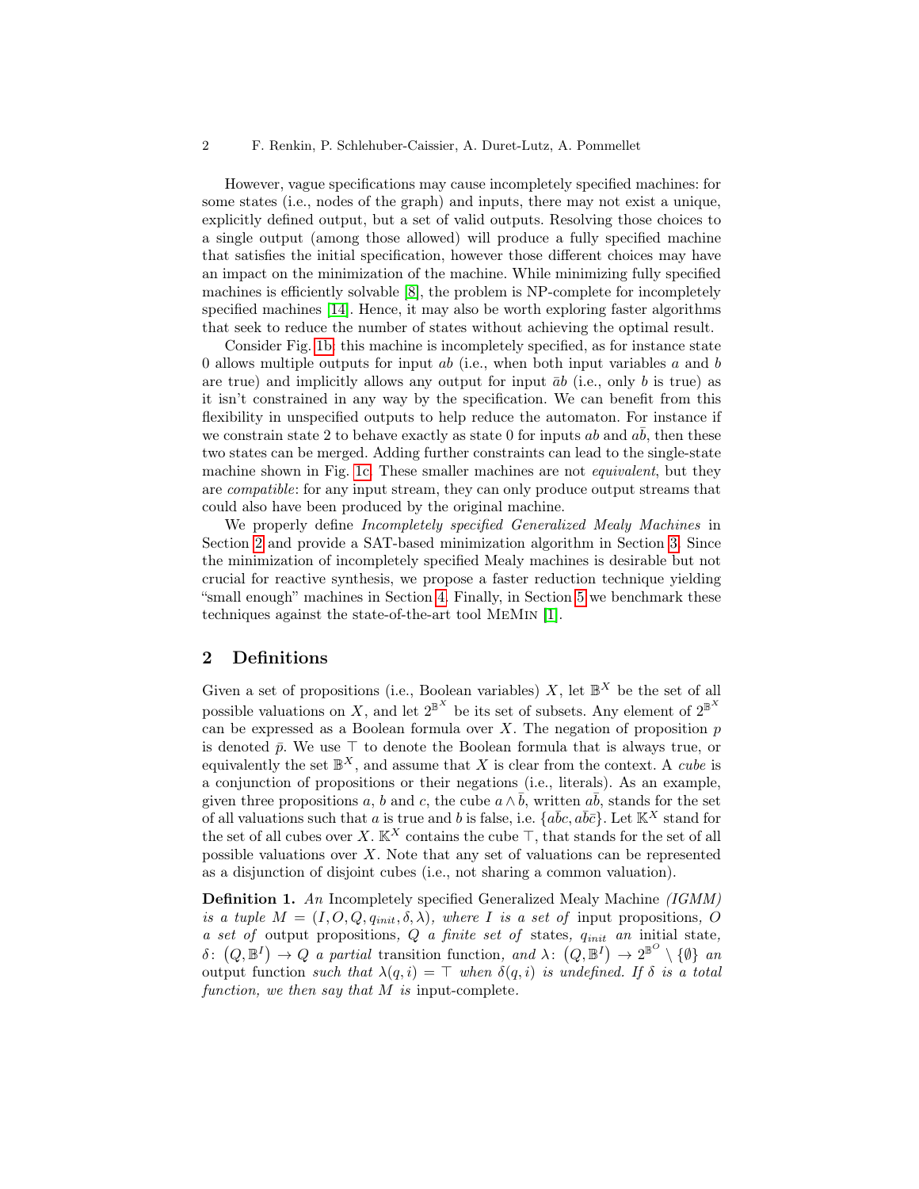However, vague specifications may cause incompletely specified machines: for some states (i.e., nodes of the graph) and inputs, there may not exist a unique, explicitly defined output, but a set of valid outputs. Resolving those choices to a single output (among those allowed) will produce a fully specified machine that satisfies the initial specification, however those different choices may have an impact on the minimization of the machine. While minimizing fully specified machines is efficiently solvable [8], the problem is NP-complete for incompletely specified machines [14]. Hence, it may also be worth exploring faster algorithms that seek to reduce the number of states without achieving the optimal result.

Consider Fig. 1b: this machine is incompletely specified, as for instance state 0 allows multiple outputs for input $ab$ (i.e., when both input variables $a$ and $b$ are true) and implicitly allows any output for input $\bar{a}b$ (i.e., only $b$ is true) as it isn't constrained in any way by the specification. We can benefit from this flexibility in unspecified outputs to help reduce the automaton. For instance if we constrain state 2 to behave exactly as state 0 for inputs $ab$ and $a\bar{b}$, then these two states can be merged. Adding further constraints can lead to the single-state machine shown in Fig. 1c. These smaller machines are not *equivalent*, but they are *compatible*: for any input stream, they can only produce output streams that could also have been produced by the original machine.

We properly define *Incompletely specified Generalized Mealy Machines* in Section 2 and provide a SAT-based minimization algorithm in Section 3. Since the minimization of incompletely specified Mealy machines is desirable but not crucial for reactive synthesis, we propose a faster reduction technique yielding "small enough" machines in Section 4. Finally, in Section 5 we benchmark these techniques against the state-of-the-art tool MeMin [1].

## 2 Definitions

Given a set of propositions (i.e., Boolean variables) $X$, let $\mathbb{B}^X$ be the set of all possible valuations on $X$, and let $2^{\mathbb{B}^X}$ be its set of subsets. Any element of $2^{\mathbb{B}^X}$ can be expressed as a Boolean formula over $X$. The negation of proposition $p$ is denoted $\bar{p}$. We use $\top$ to denote the Boolean formula that is always true, or equivalently the set $\mathbb{B}^X$, and assume that $X$ is clear from the context. A *cube* is a conjunction of propositions or their negations (i.e., literals). As an example, given three propositions $a$, $b$ and $c$, the cube $a \wedge \bar{b}$, written $a\bar{b}$, stands for the set of all valuations such that $a$ is true and $b$ is false, i.e. $\{a\bar{b}c, a\bar{b}\bar{c}\}$. Let $\mathbb{K}^X$ stand for the set of all cubes over $X$. $\mathbb{K}^X$ contains the cube $\top$, that stands for the set of all possible valuations over $X$. Note that any set of valuations can be represented as a disjunction of disjoint cubes (i.e., not sharing a common valuation).

**Definition 1.** *An* Incompletely specified Generalized Mealy Machine *(IGMM) is a tuple* $M = (I, O, Q, q_{init}, \delta, \lambda)$*, where* $I$ *is a set of* input propositions*,* $O$ *a set of* output propositions*,* $Q$ *a finite set of* states*,* $q_{init}$ *an* initial state*,* $\delta\colon (Q, \mathbb{B}^I) \to Q$ *a partial* transition function*, and* $\lambda\colon (Q, \mathbb{B}^I) \to 2^{\mathbb{B}^O} \setminus \{\emptyset\}$ *an* output function *such that* $\lambda(q, i) = \top$ *when* $\delta(q, i)$ *is undefined. If* $\delta$ *is a total function, we then say that* $M$ *is* input-complete*.*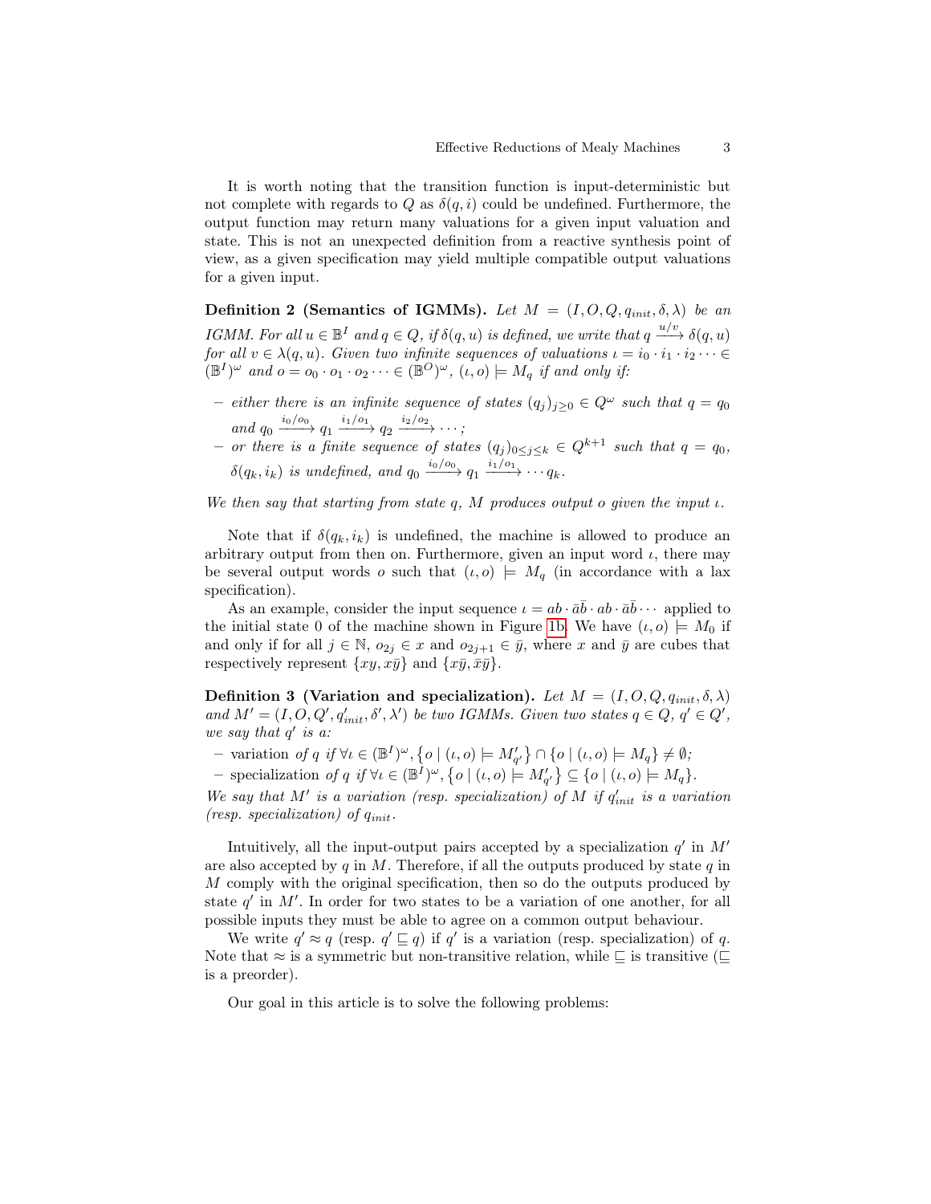It is worth noting that the transition function is input-deterministic but not complete with regards to $Q$ as $\delta(q, i)$ could be undefined. Furthermore, the output function may return many valuations for a given input valuation and state. This is not an unexpected definition from a reactive synthesis point of view, as a given specification may yield multiple compatible output valuations for a given input.

**Definition 2 (Semantics of IGMMs).** *Let $M = (I, O, Q, q_{init}, \delta, \lambda)$ be an IGMM. For all $u \in \mathbb{B}^I$ and $q \in Q$, if $\delta(q, u)$ is defined, we write that $q \xrightarrow{u/v} \delta(q, u)$ for all $v \in \lambda(q, u)$. Given two infinite sequences of valuations $\iota = i_0 \cdot i_1 \cdot i_2 \cdots \in (\mathbb{B}^I)^\omega$ and $o = o_0 \cdot o_1 \cdot o_2 \cdots \in (\mathbb{B}^O)^\omega$, $(\iota, o) \models M_q$ if and only if:*

- *either there is an infinite sequence of states $(q_j)_{j \geq 0} \in Q^\omega$ such that $q = q_0$ and $q_0 \xrightarrow{i_0/o_0} q_1 \xrightarrow{i_1/o_1} q_2 \xrightarrow{i_2/o_2} \cdots$;*
- *or there is a finite sequence of states $(q_j)_{0 \leq j \leq k} \in Q^{k+1}$ such that $q = q_0$, $\delta(q_k, i_k)$ is undefined, and $q_0 \xrightarrow{i_0/o_0} q_1 \xrightarrow{i_1/o_1} \cdots q_k$.*

*We then say that starting from state $q$, $M$ produces output $o$ given the input $\iota$.*

Note that if $\delta(q_k, i_k)$ is undefined, the machine is allowed to produce an arbitrary output from then on. Furthermore, given an input word $\iota$, there may be several output words $o$ such that $(\iota, o) \models M_q$ (in accordance with a lax specification).

As an example, consider the input sequence $\iota = ab \cdot \bar{a}\bar{b} \cdot ab \cdot \bar{a}\bar{b} \cdots$ applied to the initial state 0 of the machine shown in Figure 1b. We have $(\iota, o) \models M_0$ if and only if for all $j \in \mathbb{N}$, $o_{2j} \in x$ and $o_{2j+1} \in \bar{y}$, where $x$ and $\bar{y}$ are cubes that respectively represent $\{xy, x\bar{y}\}$ and $\{x\bar{y}, \bar{x}\bar{y}\}$.

**Definition 3 (Variation and specialization).** *Let $M = (I, O, Q, q_{init}, \delta, \lambda)$ and $M' = (I, O, Q', q'_{init}, \delta', \lambda')$ be two IGMMs. Given two states $q \in Q$, $q' \in Q'$, we say that $q'$ is a:*

- variation *of $q$ if $\forall \iota \in (\mathbb{B}^I)^\omega, \{o \mid (\iota, o) \models M'_{q'}\} \cap \{o \mid (\iota, o) \models M_q\} \neq \emptyset$;*
- specialization *of $q$ if $\forall \iota \in (\mathbb{B}^I)^\omega, \{o \mid (\iota, o) \models M'_{q'}\} \subseteq \{o \mid (\iota, o) \models M_q\}$.*

*We say that $M'$ is a variation (resp. specialization) of $M$ if $q'_{init}$ is a variation (resp. specialization) of $q_{init}$.*

Intuitively, all the input-output pairs accepted by a specialization $q'$ in $M'$ are also accepted by $q$ in $M$. Therefore, if all the outputs produced by state $q$ in $M$ comply with the original specification, then so do the outputs produced by state $q'$ in $M'$. In order for two states to be a variation of one another, for all possible inputs they must be able to agree on a common output behaviour.

We write $q' \approx q$ (resp. $q' \sqsubseteq q$) if $q'$ is a variation (resp. specialization) of $q$. Note that $\approx$ is a symmetric but non-transitive relation, while $\sqsubseteq$ is transitive ($\sqsubseteq$ is a preorder).

Our goal in this article is to solve the following problems: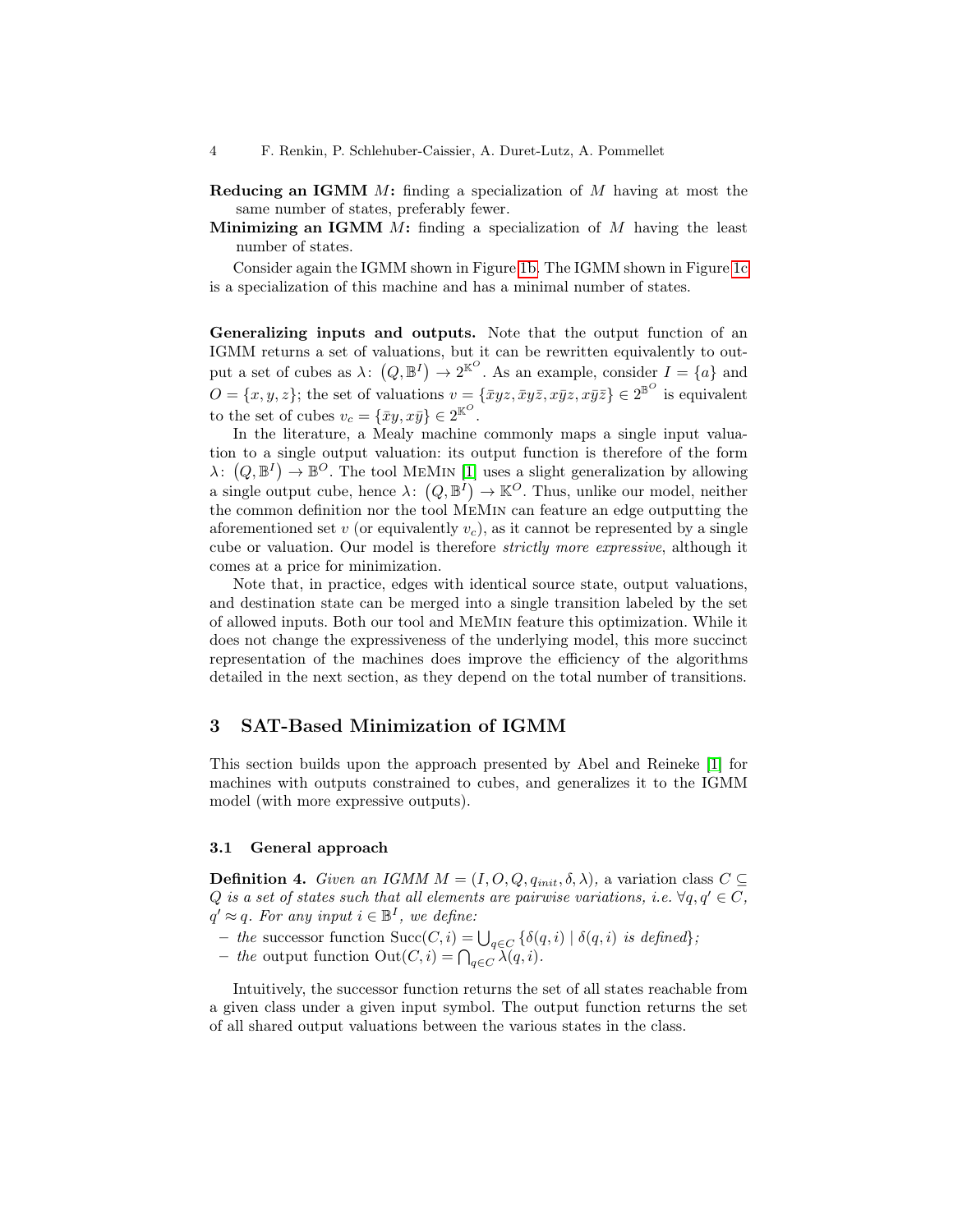**Reducing an IGMM $M$:** finding a specialization of $M$ having at most the same number of states, preferably fewer.

**Minimizing an IGMM $M$:** finding a specialization of $M$ having the least number of states.

Consider again the IGMM shown in Figure 1b. The IGMM shown in Figure 1c is a specialization of this machine and has a minimal number of states.

**Generalizing inputs and outputs.** Note that the output function of an IGMM returns a set of valuations, but it can be rewritten equivalently to output a set of cubes as $\lambda\colon (Q, \mathbb{B}^I) \to 2^{\mathbb{K}^O}$. As an example, consider $I = \{a\}$ and $O = \{x, y, z\}$; the set of valuations $v = \{\bar{x}yz, \bar{x}y\bar{z}, x\bar{y}z, x\bar{y}\bar{z}\} \in 2^{\mathbb{B}^O}$ is equivalent to the set of cubes $v_c = \{\bar{x}y, x\bar{y}\} \in 2^{\mathbb{K}^O}$.

In the literature, a Mealy machine commonly maps a single input valuation to a single output valuation: its output function is therefore of the form $\lambda\colon (Q, \mathbb{B}^I) \to \mathbb{B}^O$. The tool MeMin [1] uses a slight generalization by allowing a single output cube, hence $\lambda\colon (Q, \mathbb{B}^I) \to \mathbb{K}^O$. Thus, unlike our model, neither the common definition nor the tool MeMin can feature an edge outputting the aforementioned set $v$ (or equivalently $v_c$), as it cannot be represented by a single cube or valuation. Our model is therefore *strictly more expressive*, although it comes at a price for minimization.

Note that, in practice, edges with identical source state, output valuations, and destination state can be merged into a single transition labeled by the set of allowed inputs. Both our tool and MeMin feature this optimization. While it does not change the expressiveness of the underlying model, this more succinct representation of the machines does improve the efficiency of the algorithms detailed in the next section, as they depend on the total number of transitions.

## 3 SAT-Based Minimization of IGMM

This section builds upon the approach presented by Abel and Reineke [1] for machines with outputs constrained to cubes, and generalizes it to the IGMM model (with more expressive outputs).

### 3.1 General approach

**Definition 4.** *Given an IGMM $M = (I, O, Q, q_{init}, \delta, \lambda)$, a* variation class *$C \subseteq Q$ is a set of states such that all elements are pairwise variations, i.e. $\forall q, q' \in C$, $q' \approx q$. For any input $i \in \mathbb{B}^I$, we define:*

- *the* successor function $\mathrm{Succ}(C, i) = \bigcup_{q \in C} \{\delta(q, i) \mid \delta(q, i)$ *is defined*$\}$;
- *the* output function $\mathrm{Out}(C, i) = \bigcap_{q \in C} \lambda(q, i)$.

Intuitively, the successor function returns the set of all states reachable from a given class under a given input symbol. The output function returns the set of all shared output valuations between the various states in the class.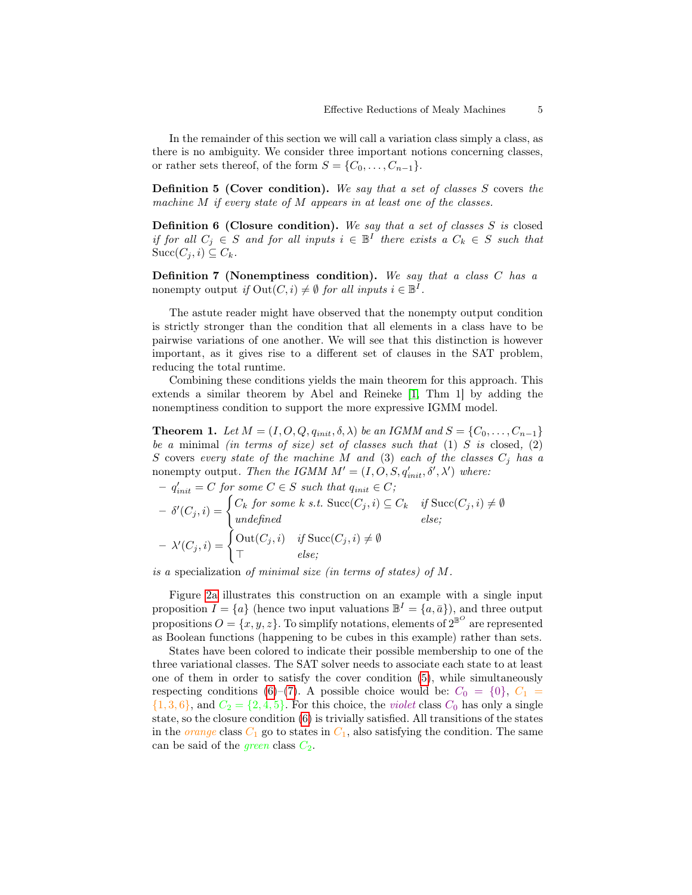In the remainder of this section we will call a variation class simply a class, as there is no ambiguity. We consider three important notions concerning classes, or rather sets thereof, of the form $S = \{C_0, \ldots, C_{n-1}\}$.

**Definition 5 (Cover condition).** *We say that a set of classes $S$* covers *the machine $M$ if every state of $M$ appears in at least one of the classes.*

**Definition 6 (Closure condition).** *We say that a set of classes $S$ is* closed *if for all $C_j \in S$ and for all inputs $i \in \mathbb{B}^I$ there exists a $C_k \in S$ such that $\mathrm{Succ}(C_j, i) \subseteq C_k$.*

**Definition 7 (Nonemptiness condition).** *We say that a class $C$ has a* nonempty output *if $\mathrm{Out}(C, i) \neq \emptyset$ for all inputs $i \in \mathbb{B}^I$.*

The astute reader might have observed that the nonempty output condition is strictly stronger than the condition that all elements in a class have to be pairwise variations of one another. We will see that this distinction is however important, as it gives rise to a different set of clauses in the SAT problem, reducing the total runtime.

Combining these conditions yields the main theorem for this approach. This extends a similar theorem by Abel and Reineke [1, Thm 1] by adding the nonemptiness condition to support the more expressive IGMM model.

**Theorem 1.** *Let $M = (I, O, Q, q_{init}, \delta, \lambda)$ be an IGMM and $S = \{C_0, \ldots, C_{n-1}\}$ be a* minimal *(in terms of size) set of classes such that (1) $S$ is* closed*, (2) $S$* covers *every state of the machine $M$ and (3) each of the classes $C_j$ has a* nonempty output*. Then the IGMM $M' = (I, O, S, q'_{init}, \delta', \lambda')$ where:*

- *$q'_{init} = C$ for some $C \in S$ such that $q_{init} \in C$;*
- $\delta'(C_j, i) = \begin{cases} C_k \text{ for some } k \text{ s.t. } \mathrm{Succ}(C_j, i) \subseteq C_k & \text{if } \mathrm{Succ}(C_j, i) \neq \emptyset \\ \text{undefined} & \text{else;} \end{cases}$
- $\lambda'(C_j, i) = \begin{cases} \mathrm{Out}(C_j, i) & \text{if } \mathrm{Succ}(C_j, i) \neq \emptyset \\ \top & \text{else;} \end{cases}$

*is a* specialization *of minimal size (in terms of states) of $M$.*

Figure 2a illustrates this construction on an example with a single input proposition $I = \{a\}$ (hence two input valuations $\mathbb{B}^I = \{a, \bar{a}\}$), and three output propositions $O = \{x, y, z\}$. To simplify notations, elements of $2^{\mathbb{B}^O}$ are represented as Boolean functions (happening to be cubes in this example) rather than sets.

States have been colored to indicate their possible membership to one of the three variational classes. The SAT solver needs to associate each state to at least one of them in order to satisfy the cover condition (5), while simultaneously respecting conditions (6)–(7). A possible choice would be: $C_0 = \{0\}$, $C_1 = \{1, 3, 6\}$, and $C_2 = \{2, 4, 5\}$. For this choice, the *violet* class $C_0$ has only a single state, so the closure condition (6) is trivially satisfied. All transitions of the states in the *orange* class $C_1$ go to states in $C_1$, also satisfying the condition. The same can be said of the *green* class $C_2$.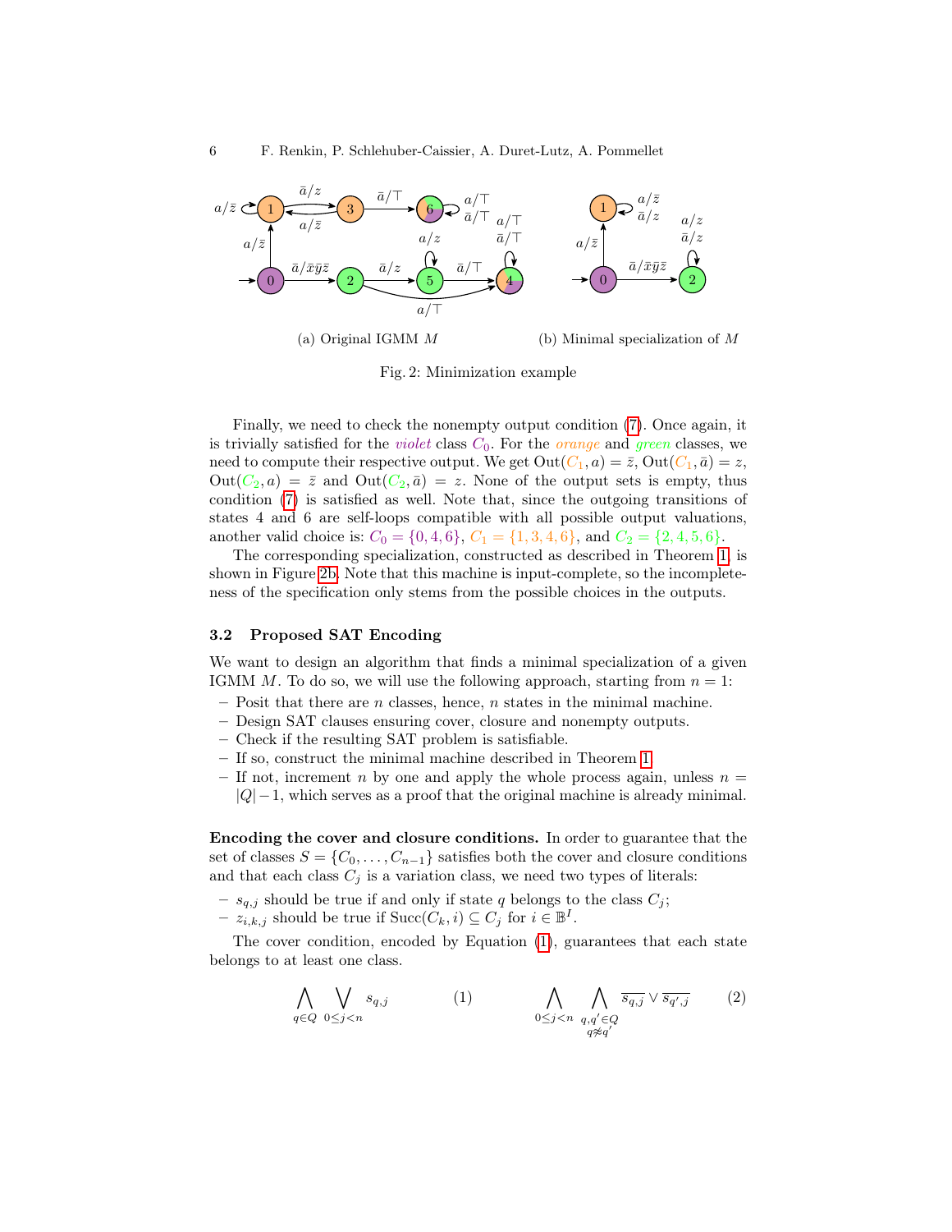(a) Original IGMM $M$

(b) Minimal specialization of $M$

Fig. 2: Minimization example

Finally, we need to check the nonempty output condition (7). Once again, it is trivially satisfied for the *violet* class $C_0$. For the *orange* and *green* classes, we need to compute their respective output. We get $\text{Out}(C_1, a) = \bar{z}$, $\text{Out}(C_1, \bar{a}) = z$, $\text{Out}(C_2, a) = \bar{z}$ and $\text{Out}(C_2, \bar{a}) = z$. None of the output sets is empty, thus condition (7) is satisfied as well. Note that, since the outgoing transitions of states 4 and 6 are self-loops compatible with all possible output valuations, another valid choice is: $C_0 = \{0, 4, 6\}$, $C_1 = \{1, 3, 4, 6\}$, and $C_2 = \{2, 4, 5, 6\}$.

The corresponding specialization, constructed as described in Theorem 1, is shown in Figure 2b. Note that this machine is input-complete, so the incompleteness of the specification only stems from the possible choices in the outputs.

### 3.2 Proposed SAT Encoding

We want to design an algorithm that finds a minimal specialization of a given IGMM $M$. To do so, we will use the following approach, starting from $n = 1$:

- Posit that there are $n$ classes, hence, $n$ states in the minimal machine.
- Design SAT clauses ensuring cover, closure and nonempty outputs.
- Check if the resulting SAT problem is satisfiable.
- If so, construct the minimal machine described in Theorem 1.
- If not, increment $n$ by one and apply the whole process again, unless $n = |Q| - 1$, which serves as a proof that the original machine is already minimal.

**Encoding the cover and closure conditions.** In order to guarantee that the set of classes $S = \{C_0, \ldots, C_{n-1}\}$ satisfies both the cover and closure conditions and that each class $C_j$ is a variation class, we need two types of literals:

- $s_{q,j}$ should be true if and only if state $q$ belongs to the class $C_j$;
- $z_{i,k,j}$ should be true if $\text{Succ}(C_k, i) \subseteq C_j$ for $i \in \mathbb{B}^I$.

The cover condition, encoded by Equation (1), guarantees that each state belongs to at least one class.

$$\bigwedge_{q \in Q} \bigvee_{0 \leq j < n} s_{q,j} \qquad (1) \qquad\qquad \bigwedge_{0 \leq j < n} \bigwedge_{\substack{q, q' \in Q \\ q \not\approx q'}} \overline{s_{q,j}} \vee \overline{s_{q',j}} \qquad (2)$$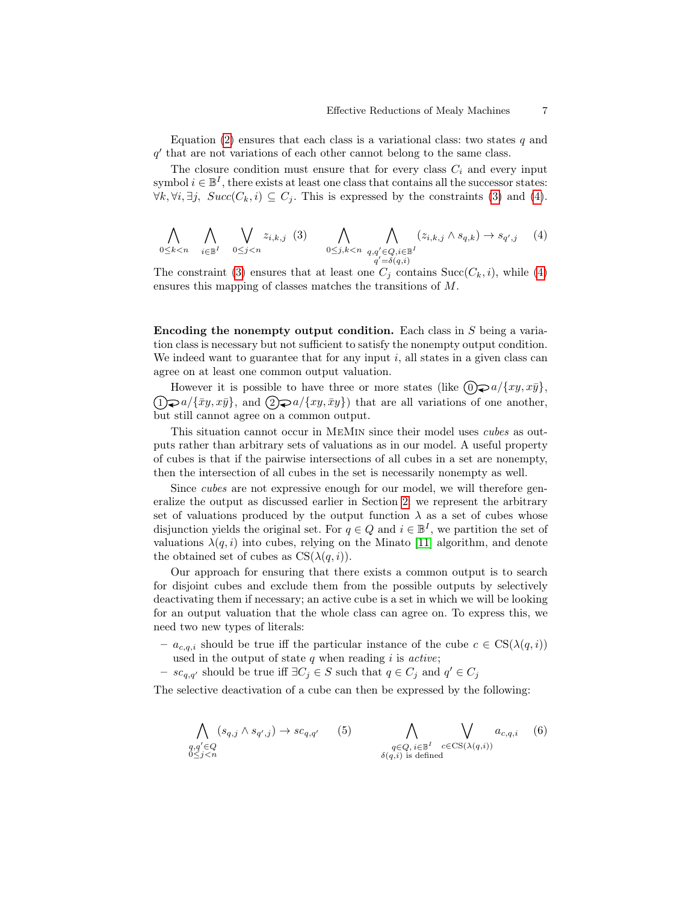Equation (2) ensures that each class is a variational class: two states $q$ and $q'$ that are not variations of each other cannot belong to the same class.

The closure condition must ensure that for every class $C_i$ and every input symbol $i \in \mathbb{B}^I$, there exists at least one class that contains all the successor states: $\forall k, \forall i, \exists j,\ Succ(C_k, i) \subseteq C_j$. This is expressed by the constraints (3) and (4).

$$\bigwedge_{0\leq k<n} \bigwedge_{i\in\mathbb{B}^I} \bigvee_{0\leq j<n} z_{i,k,j} \quad (3) \qquad \bigwedge_{0\leq j,k<n} \bigwedge_{\substack{q,q'\in Q, i\in\mathbb{B}^I \\ q'=\delta(q,i)}} (z_{i,k,j} \wedge s_{q,k}) \rightarrow s_{q',j} \quad (4)$$

The constraint (3) ensures that at least one $C_j$ contains $\mathrm{Succ}(C_k, i)$, while (4) ensures this mapping of classes matches the transitions of $M$.

**Encoding the nonempty output condition.** Each class in $S$ being a variation class is necessary but not sufficient to satisfy the nonempty output condition. We indeed want to guarantee that for any input $i$, all states in a given class can agree on at least one common output valuation.

However it is possible to have three or more states (like ⓪ with a self-loop $a/\{xy, x\bar{y}\}$, ① with a self-loop $a/\{\bar{x}y, x\bar{y}\}$, and ② with a self-loop $a/\{xy, \bar{x}y\}$) that are all variations of one another, but still cannot agree on a common output.

This situation cannot occur in MeMin since their model uses *cubes* as outputs rather than arbitrary sets of valuations as in our model. A useful property of cubes is that if the pairwise intersections of all cubes in a set are nonempty, then the intersection of all cubes in the set is necessarily nonempty as well.

Since *cubes* are not expressive enough for our model, we will therefore generalize the output as discussed earlier in Section 2: we represent the arbitrary set of valuations produced by the output function $\lambda$ as a set of cubes whose disjunction yields the original set. For $q \in Q$ and $i \in \mathbb{B}^I$, we partition the set of valuations $\lambda(q, i)$ into cubes, relying on the Minato [11] algorithm, and denote the obtained set of cubes as $\mathrm{CS}(\lambda(q, i))$.

Our approach for ensuring that there exists a common output is to search for disjoint cubes and exclude them from the possible outputs by selectively deactivating them if necessary; an active cube is a set in which we will be looking for an output valuation that the whole class can agree on. To express this, we need two new types of literals:

- $a_{c,q,i}$ should be true iff the particular instance of the cube $c \in \mathrm{CS}(\lambda(q, i))$ used in the output of state $q$ when reading $i$ is *active*;
- $sc_{q,q'}$ should be true iff $\exists C_j \in S$ such that $q \in C_j$ and $q' \in C_j$

The selective deactivation of a cube can then be expressed by the following:

$$\bigwedge_{\substack{q,q'\in Q \\ 0\leq j<n}} (s_{q,j} \wedge s_{q',j}) \rightarrow sc_{q,q'} \quad (5) \qquad \bigwedge_{\substack{q\in Q,\, i\in\mathbb{B}^I \\ \delta(q,i) \text{ is defined}}} \bigvee_{c\in\mathrm{CS}(\lambda(q,i))} a_{c,q,i} \quad (6)$$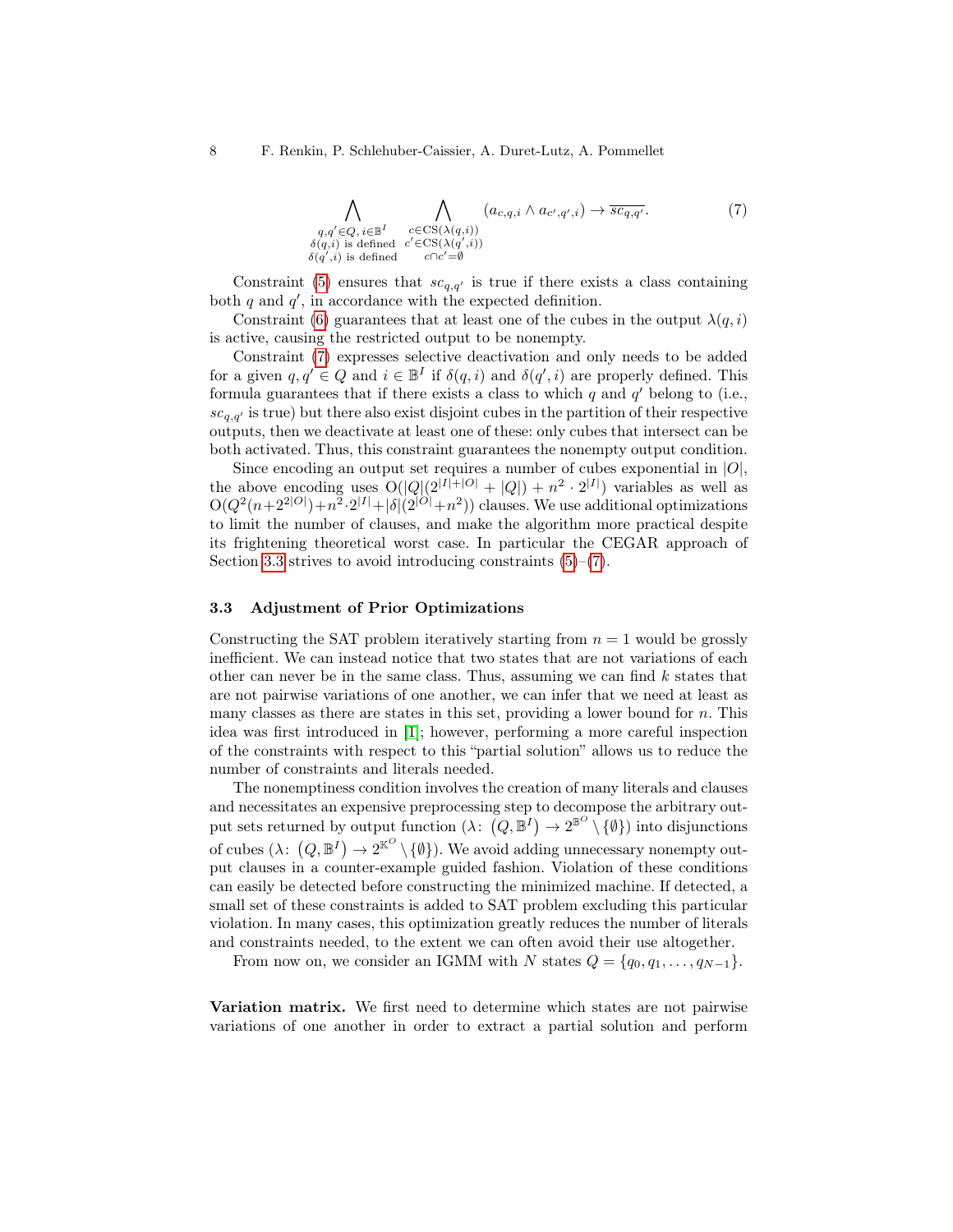$$\bigwedge_{\substack{q,q' \in Q,\, i \in \mathbb{B}^I \\ \delta(q,i) \text{ is defined} \\ \delta(q',i) \text{ is defined}}} \quad \bigwedge_{\substack{c \in \mathrm{CS}(\lambda(q,i)) \\ c' \in \mathrm{CS}(\lambda(q',i)) \\ c \cap c' = \emptyset}} (a_{c,q,i} \wedge a_{c',q',i}) \rightarrow \overline{sc_{q,q'}}. \tag{7}$$

Constraint (5) ensures that $sc_{q,q'}$ is true if there exists a class containing both $q$ and $q'$, in accordance with the expected definition.

Constraint (6) guarantees that at least one of the cubes in the output $\lambda(q,i)$ is active, causing the restricted output to be nonempty.

Constraint (7) expresses selective deactivation and only needs to be added for a given $q, q' \in Q$ and $i \in \mathbb{B}^I$ if $\delta(q,i)$ and $\delta(q',i)$ are properly defined. This formula guarantees that if there exists a class to which $q$ and $q'$ belong to (i.e., $sc_{q,q'}$ is true) but there also exist disjoint cubes in the partition of their respective outputs, then we deactivate at least one of these: only cubes that intersect can be both activated. Thus, this constraint guarantees the nonempty output condition.

Since encoding an output set requires a number of cubes exponential in $|O|$, the above encoding uses $\mathrm{O}(|Q|(2^{|I|+|O|} + |Q|) + n^2 \cdot 2^{|I|})$ variables as well as $\mathrm{O}(Q^2(n+2^{2|O|})+n^2 \cdot 2^{|I|}+|\delta|(2^{|O|}+n^2))$ clauses. We use additional optimizations to limit the number of clauses, and make the algorithm more practical despite its frightening theoretical worst case. In particular the CEGAR approach of Section 3.3 strives to avoid introducing constraints (5)–(7).

### 3.3 Adjustment of Prior Optimizations

Constructing the SAT problem iteratively starting from $n = 1$ would be grossly inefficient. We can instead notice that two states that are not variations of each other can never be in the same class. Thus, assuming we can find $k$ states that are not pairwise variations of one another, we can infer that we need at least as many classes as there are states in this set, providing a lower bound for $n$. This idea was first introduced in [1]; however, performing a more careful inspection of the constraints with respect to this "partial solution" allows us to reduce the number of constraints and literals needed.

The nonemptiness condition involves the creation of many literals and clauses and necessitates an expensive preprocessing step to decompose the arbitrary output sets returned by output function ($\lambda\colon \left(Q, \mathbb{B}^I\right) \rightarrow 2^{\mathbb{B}^O} \setminus \{\emptyset\}$) into disjunctions of cubes ($\lambda\colon \left(Q, \mathbb{B}^I\right) \rightarrow 2^{\mathbb{K}^O} \setminus \{\emptyset\}$). We avoid adding unnecessary nonempty output clauses in a counter-example guided fashion. Violation of these conditions can easily be detected before constructing the minimized machine. If detected, a small set of these constraints is added to SAT problem excluding this particular violation. In many cases, this optimization greatly reduces the number of literals and constraints needed, to the extent we can often avoid their use altogether.

From now on, we consider an IGMM with $N$ states $Q = \{q_0, q_1, \ldots, q_{N-1}\}$.

**Variation matrix.** We first need to determine which states are not pairwise variations of one another in order to extract a partial solution and perform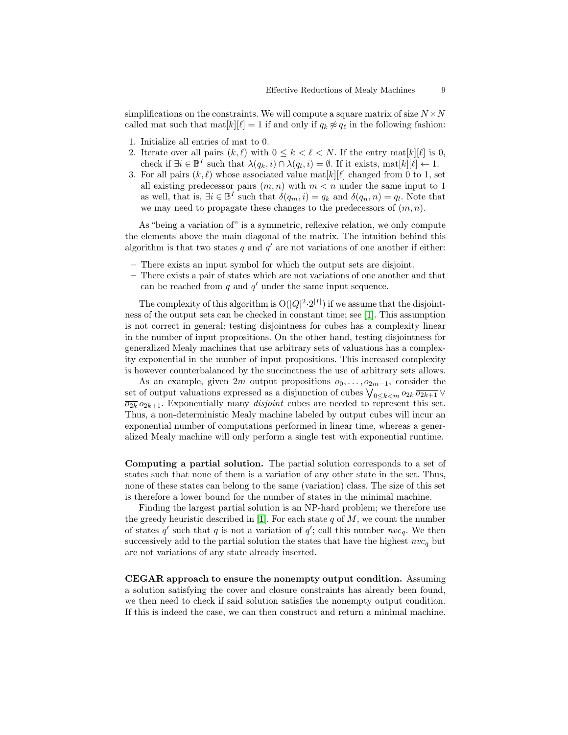simplifications on the constraints. We will compute a square matrix of size $N \times N$ called mat such that $\text{mat}[k][\ell] = 1$ if and only if $q_k \not\approx q_\ell$ in the following fashion:

1. Initialize all entries of mat to 0.
2. Iterate over all pairs $(k, \ell)$ with $0 \leq k < \ell < N$. If the entry $\text{mat}[k][\ell]$ is 0, check if $\exists i \in \mathbb{B}^I$ such that $\lambda(q_k, i) \cap \lambda(q_l, i) = \emptyset$. If it exists, $\text{mat}[k][\ell] \leftarrow 1$.
3. For all pairs $(k, \ell)$ whose associated value $\text{mat}[k][\ell]$ changed from 0 to 1, set all existing predecessor pairs $(m, n)$ with $m < n$ under the same input to 1 as well, that is, $\exists i \in \mathbb{B}^I$ such that $\delta(q_m, i) = q_k$ and $\delta(q_n, n) = q_l$. Note that we may need to propagate these changes to the predecessors of $(m, n)$.

As "being a variation of" is a symmetric, reflexive relation, we only compute the elements above the main diagonal of the matrix. The intuition behind this algorithm is that two states $q$ and $q'$ are not variations of one another if either:

- There exists an input symbol for which the output sets are disjoint.
- There exists a pair of states which are not variations of one another and that can be reached from $q$ and $q'$ under the same input sequence.

The complexity of this algorithm is $\mathrm{O}(|Q|^2 \cdot 2^{|I|})$ if we assume that the disjointness of the output sets can be checked in constant time; see [1]. This assumption is not correct in general: testing disjointness for cubes has a complexity linear in the number of input propositions. On the other hand, testing disjointness for generalized Mealy machines that use arbitrary sets of valuations has a complexity exponential in the number of input propositions. This increased complexity is however counterbalanced by the succinctness the use of arbitrary sets allows.

As an example, given $2m$ output propositions $o_0, \ldots, o_{2m-1}$, consider the set of output valuations expressed as a disjunction of cubes $\bigvee_{0 \leq k < m} o_{2k}\, \overline{o_{2k+1}} \vee \overline{o_{2k}}\, o_{2k+1}$. Exponentially many *disjoint* cubes are needed to represent this set. Thus, a non-deterministic Mealy machine labeled by output cubes will incur an exponential number of computations performed in linear time, whereas a generalized Mealy machine will only perform a single test with exponential runtime.

**Computing a partial solution.** The partial solution corresponds to a set of states such that none of them is a variation of any other state in the set. Thus, none of these states can belong to the same (variation) class. The size of this set is therefore a lower bound for the number of states in the minimal machine.

Finding the largest partial solution is an NP-hard problem; we therefore use the greedy heuristic described in [1]. For each state $q$ of $M$, we count the number of states $q'$ such that $q$ is not a variation of $q'$; call this number $nvc_q$. We then successively add to the partial solution the states that have the highest $nvc_q$ but are not variations of any state already inserted.

**CEGAR approach to ensure the nonempty output condition.** Assuming a solution satisfying the cover and closure constraints has already been found, we then need to check if said solution satisfies the nonempty output condition. If this is indeed the case, we can then construct and return a minimal machine.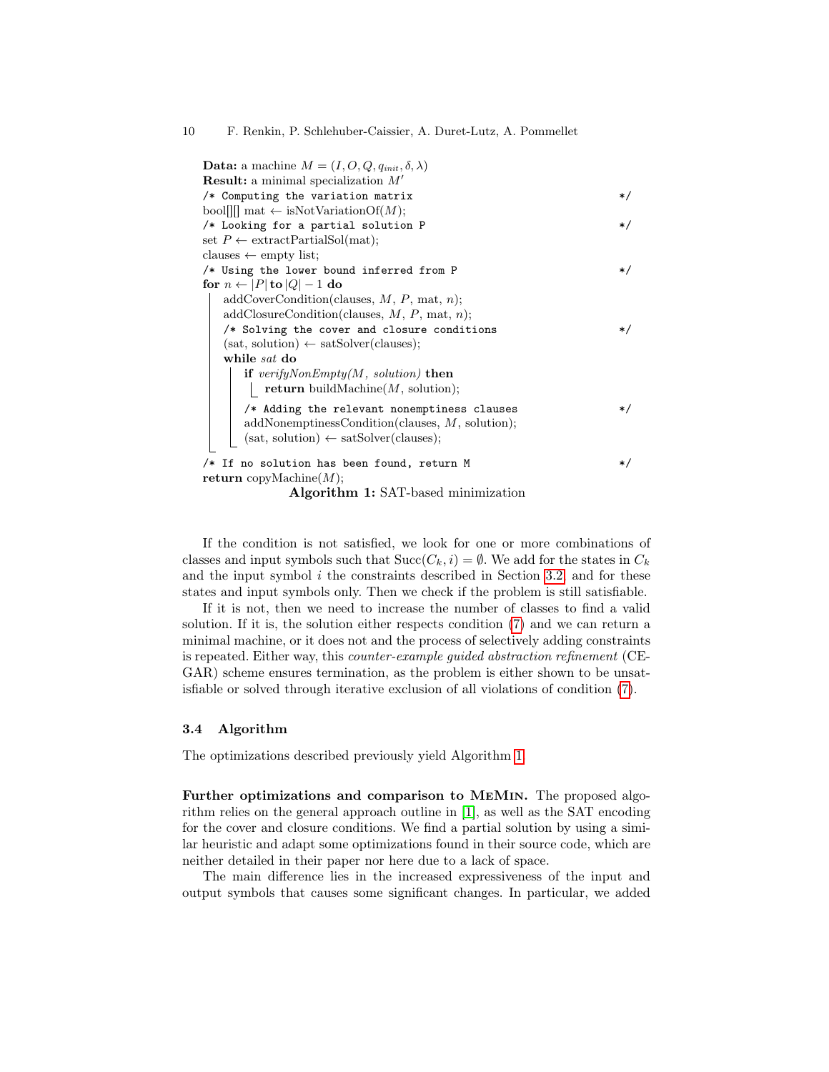```
Data: a machine M = (I, O, Q, q_init, δ, λ)
Result: a minimal specialization M'
/* Computing the variation matrix                                    */
bool[][] mat ← isNotVariationOf(M);
/* Looking for a partial solution P                                  */
set P ← extractPartialSol(mat);
clauses ← empty list;
/* Using the lower bound inferred from P                             */
for n ← |P| to |Q| − 1 do
    addCoverCondition(clauses, M, P, mat, n);
    addClosureCondition(clauses, M, P, mat, n);
    /* Solving the cover and closure conditions                      */
    (sat, solution) ← satSolver(clauses);
    while sat do
        if verifyNonEmpty(M, solution) then
            return buildMachine(M, solution);
        /* Adding the relevant nonemptiness clauses                  */
        addNonemptinessCondition(clauses, M, solution);
        (sat, solution) ← satSolver(clauses);
/* If no solution has been found, return M                           */
return copyMachine(M);
```
**Algorithm 1:** SAT-based minimization

If the condition is not satisfied, we look for one or more combinations of classes and input symbols such that $\mathrm{Succ}(C_k, i) = \emptyset$. We add for the states in $C_k$ and the input symbol $i$ the constraints described in Section 3.2, and for these states and input symbols only. Then we check if the problem is still satisfiable.

If it is not, then we need to increase the number of classes to find a valid solution. If it is, the solution either respects condition (7) and we can return a minimal machine, or it does not and the process of selectively adding constraints is repeated. Either way, this *counter-example guided abstraction refinement* (CEGAR) scheme ensures termination, as the problem is either shown to be unsatisfiable or solved through iterative exclusion of all violations of condition (7).

### 3.4 Algorithm

The optimizations described previously yield Algorithm 1.

**Further optimizations and comparison to MeMin.** The proposed algorithm relies on the general approach outline in [1], as well as the SAT encoding for the cover and closure conditions. We find a partial solution by using a similar heuristic and adapt some optimizations found in their source code, which are neither detailed in their paper nor here due to a lack of space.

The main difference lies in the increased expressiveness of the input and output symbols that causes some significant changes. In particular, we added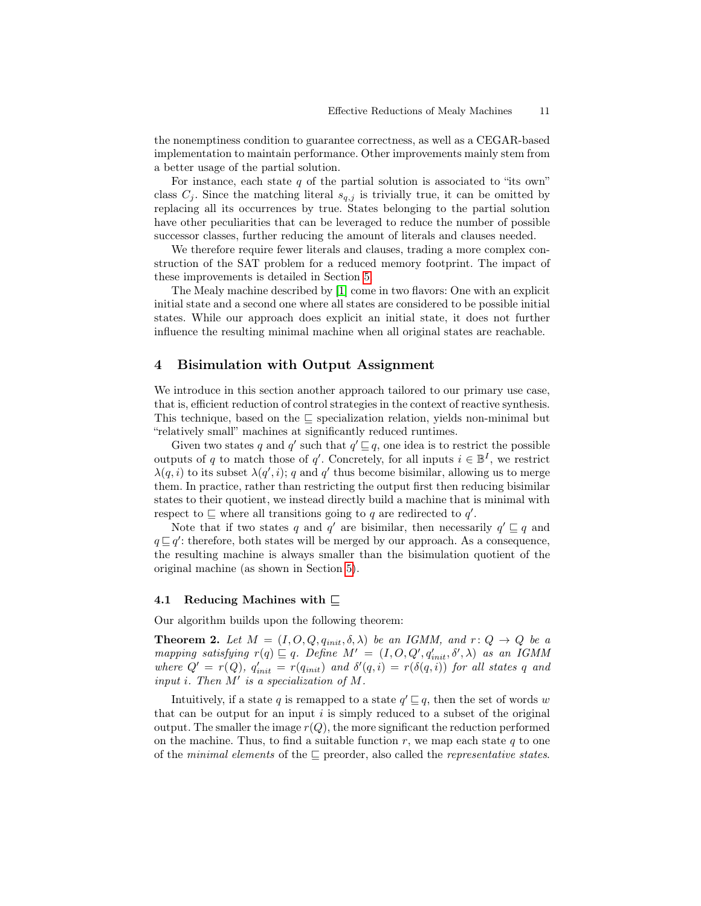the nonemptiness condition to guarantee correctness, as well as a CEGAR-based implementation to maintain performance. Other improvements mainly stem from a better usage of the partial solution.

For instance, each state $q$ of the partial solution is associated to "its own" class $C_j$. Since the matching literal $s_{q,j}$ is trivially true, it can be omitted by replacing all its occurrences by true. States belonging to the partial solution have other peculiarities that can be leveraged to reduce the number of possible successor classes, further reducing the amount of literals and clauses needed.

We therefore require fewer literals and clauses, trading a more complex construction of the SAT problem for a reduced memory footprint. The impact of these improvements is detailed in Section 5.

The Mealy machine described by [1] come in two flavors: One with an explicit initial state and a second one where all states are considered to be possible initial states. While our approach does explicit an initial state, it does not further influence the resulting minimal machine when all original states are reachable.

## 4 Bisimulation with Output Assignment

We introduce in this section another approach tailored to our primary use case, that is, efficient reduction of control strategies in the context of reactive synthesis. This technique, based on the $\sqsubseteq$ specialization relation, yields non-minimal but "relatively small" machines at significantly reduced runtimes.

Given two states $q$ and $q'$ such that $q' \sqsubseteq q$, one idea is to restrict the possible outputs of $q$ to match those of $q'$. Concretely, for all inputs $i \in \mathbb{B}^I$, we restrict $\lambda(q, i)$ to its subset $\lambda(q', i)$; $q$ and $q'$ thus become bisimilar, allowing us to merge them. In practice, rather than restricting the output first then reducing bisimilar states to their quotient, we instead directly build a machine that is minimal with respect to $\sqsubseteq$ where all transitions going to $q$ are redirected to $q'$.

Note that if two states $q$ and $q'$ are bisimilar, then necessarily $q' \sqsubseteq q$ and $q \sqsubseteq q'$: therefore, both states will be merged by our approach. As a consequence, the resulting machine is always smaller than the bisimulation quotient of the original machine (as shown in Section 5).

### 4.1 Reducing Machines with $\sqsubseteq$

Our algorithm builds upon the following theorem:

**Theorem 2.** *Let $M = (I, O, Q, q_{init}, \delta, \lambda)$ be an IGMM, and $r \colon Q \to Q$ be a mapping satisfying $r(q) \sqsubseteq q$. Define $M' = (I, O, Q', q'_{init}, \delta', \lambda)$ as an IGMM where $Q' = r(Q)$, $q'_{init} = r(q_{init})$ and $\delta'(q, i) = r(\delta(q, i))$ for all states $q$ and input $i$. Then $M'$ is a specialization of $M$.*

Intuitively, if a state $q$ is remapped to a state $q' \sqsubseteq q$, then the set of words $w$ that can be output for an input $i$ is simply reduced to a subset of the original output. The smaller the image $r(Q)$, the more significant the reduction performed on the machine. Thus, to find a suitable function $r$, we map each state $q$ to one of the *minimal elements* of the $\sqsubseteq$ preorder, also called the *representative states*.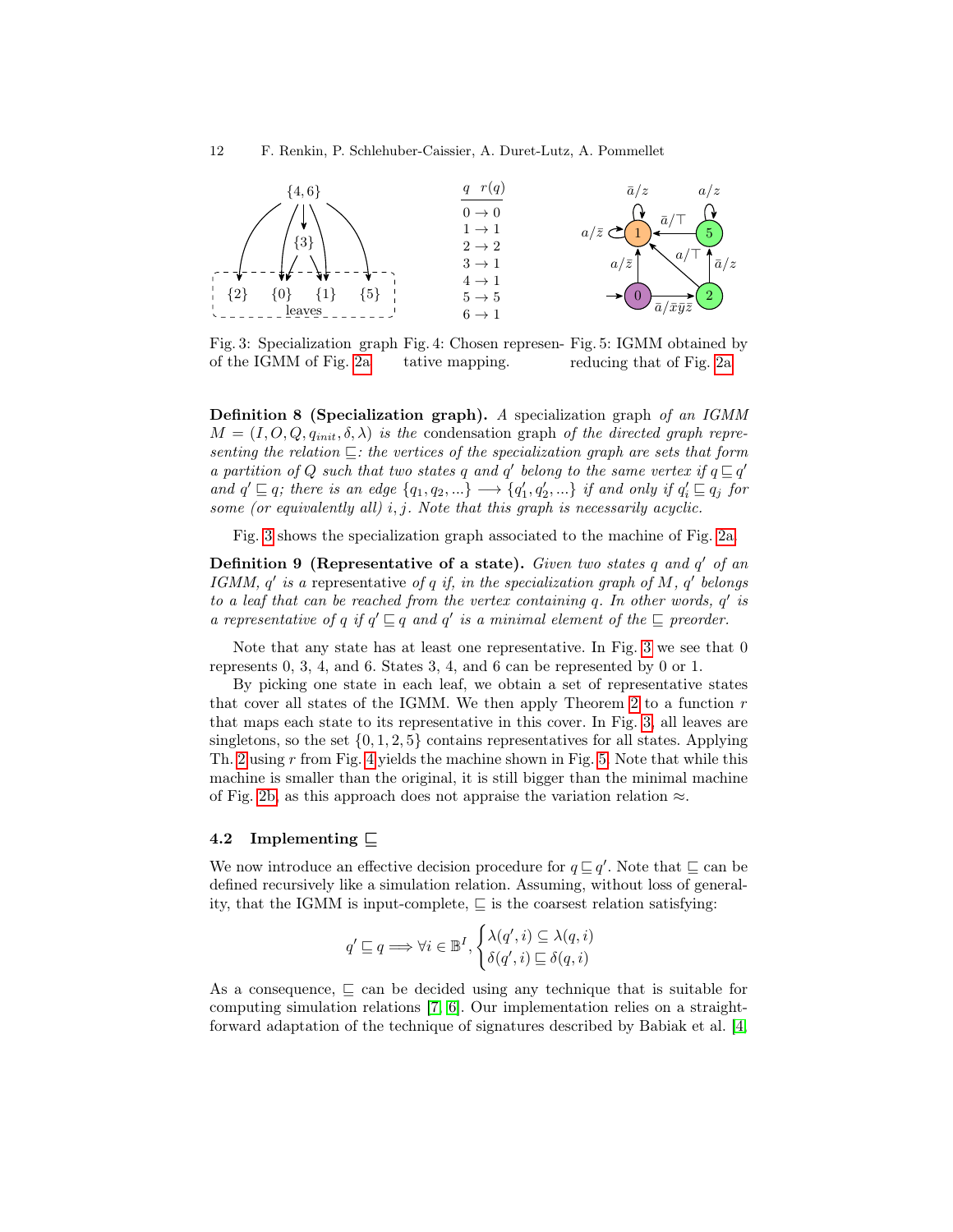Fig. 3: Specialization graph of the IGMM of Fig. 2a

| $q$ | $r(q)$ |
|---|---|
| $0 \to 0$ | |
| $1 \to 1$ | |
| $2 \to 2$ | |
| $3 \to 1$ | |
| $4 \to 1$ | |
| $5 \to 5$ | |
| $6 \to 1$ | |

Fig. 4: Chosen representative mapping.

Fig. 5: IGMM obtained by reducing that of Fig. 2a

**Definition 8 (Specialization graph).** *A* specialization graph *of an IGMM $M = (I, O, Q, q_{init}, \delta, \lambda)$ is the* condensation graph *of the directed graph representing the relation $\sqsubseteq$: the vertices of the specialization graph are sets that form a partition of $Q$ such that two states $q$ and $q'$ belong to the same vertex if $q \sqsubseteq q'$ and $q' \sqsubseteq q$; there is an edge $\{q_1, q_2, ...\} \longrightarrow \{q'_1, q'_2, ...\}$ if and only if $q'_i \sqsubseteq q_j$ for some (or equivalently all) $i, j$. Note that this graph is necessarily acyclic.*

Fig. 3 shows the specialization graph associated to the machine of Fig. 2a.

**Definition 9 (Representative of a state).** *Given two states $q$ and $q'$ of an IGMM, $q'$ is a* representative *of $q$ if, in the specialization graph of $M$, $q'$ belongs to a leaf that can be reached from the vertex containing $q$. In other words, $q'$ is a representative of $q$ if $q' \sqsubseteq q$ and $q'$ is a minimal element of the $\sqsubseteq$ preorder.*

Note that any state has at least one representative. In Fig. 3 we see that 0 represents 0, 3, 4, and 6. States 3, 4, and 6 can be represented by 0 or 1.

By picking one state in each leaf, we obtain a set of representative states that cover all states of the IGMM. We then apply Theorem 2 to a function $r$ that maps each state to its representative in this cover. In Fig. 3, all leaves are singletons, so the set $\{0, 1, 2, 5\}$ contains representatives for all states. Applying Th. 2 using $r$ from Fig. 4 yields the machine shown in Fig. 5. Note that while this machine is smaller than the original, it is still bigger than the minimal machine of Fig. 2b, as this approach does not appraise the variation relation $\approx$.

### 4.2 Implementing $\sqsubseteq$

We now introduce an effective decision procedure for $q \sqsubseteq q'$. Note that $\sqsubseteq$ can be defined recursively like a simulation relation. Assuming, without loss of generality, that the IGMM is input-complete, $\sqsubseteq$ is the coarsest relation satisfying:

$$q' \sqsubseteq q \Longrightarrow \forall i \in \mathbb{B}^I, \begin{cases} \lambda(q', i) \subseteq \lambda(q, i) \\ \delta(q', i) \sqsubseteq \delta(q, i) \end{cases}$$

As a consequence, $\sqsubseteq$ can be decided using any technique that is suitable for computing simulation relations [7, 6]. Our implementation relies on a straightforward adaptation of the technique of signatures described by Babiak et al. [4,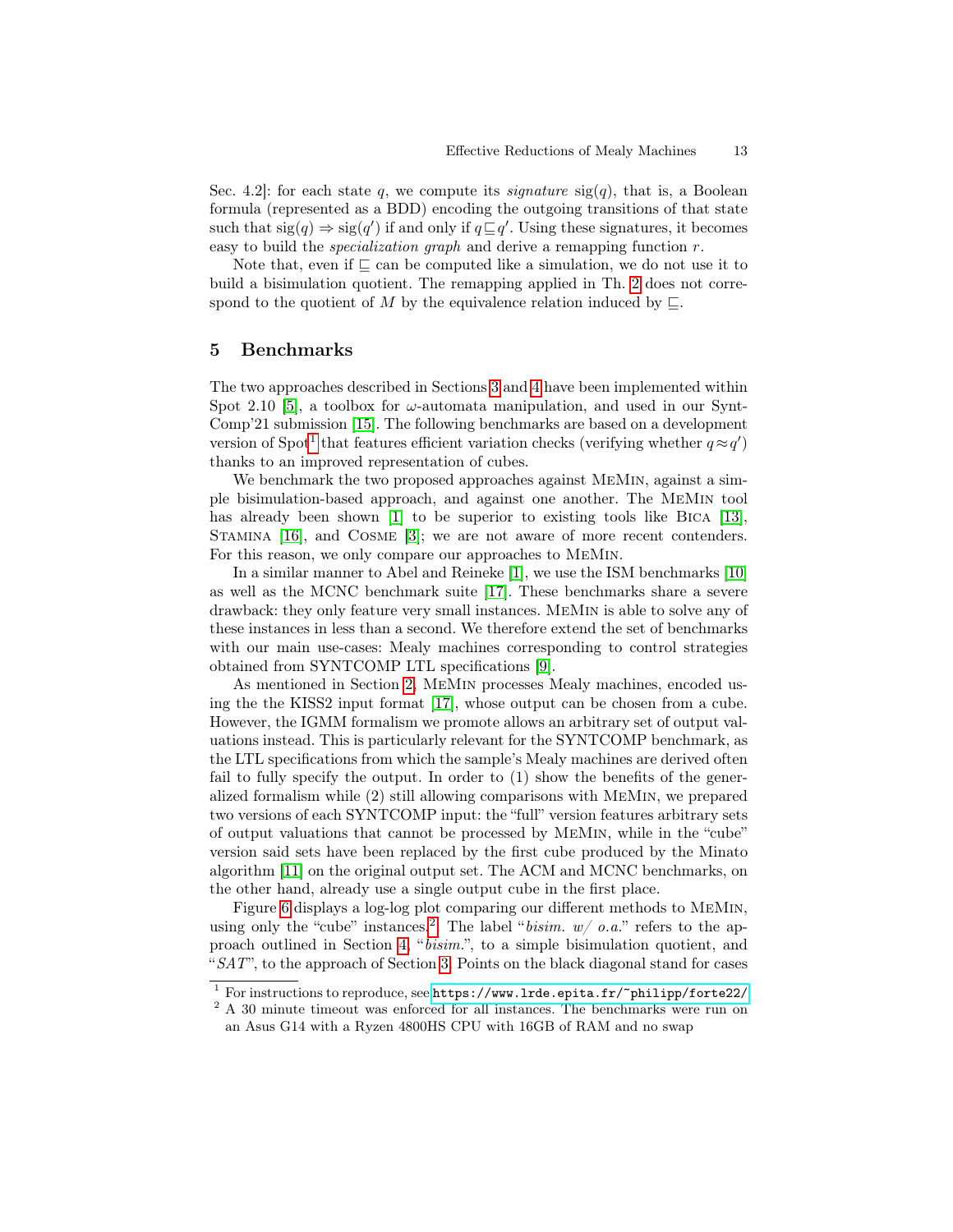Sec. 4.2]: for each state $q$, we compute its *signature* $\mathrm{sig}(q)$, that is, a Boolean formula (represented as a BDD) encoding the outgoing transitions of that state such that $\mathrm{sig}(q) \Rightarrow \mathrm{sig}(q')$ if and only if $q \sqsubseteq q'$. Using these signatures, it becomes easy to build the *specialization graph* and derive a remapping function $r$.

Note that, even if $\sqsubseteq$ can be computed like a simulation, we do not use it to build a bisimulation quotient. The remapping applied in Th. 2 does not correspond to the quotient of $M$ by the equivalence relation induced by $\sqsubseteq$.

## 5 Benchmarks

The two approaches described in Sections 3 and 4 have been implemented within Spot 2.10 [5], a toolbox for $\omega$-automata manipulation, and used in our SyntComp'21 submission [15]. The following benchmarks are based on a development version of Spot[1] that features efficient variation checks (verifying whether $q \approx q'$) thanks to an improved representation of cubes.

We benchmark the two proposed approaches against MeMin, against a simple bisimulation-based approach, and against one another. The MeMin tool has already been shown [1] to be superior to existing tools like Bica [13], Stamina [16], and Cosme [3]; we are not aware of more recent contenders. For this reason, we only compare our approaches to MeMin.

In a similar manner to Abel and Reineke [1], we use the ISM benchmarks [10] as well as the MCNC benchmark suite [17]. These benchmarks share a severe drawback: they only feature very small instances. MeMin is able to solve any of these instances in less than a second. We therefore extend the set of benchmarks with our main use-cases: Mealy machines corresponding to control strategies obtained from SYNTCOMP LTL specifications [9].

As mentioned in Section 2, MeMin processes Mealy machines, encoded using the the KISS2 input format [17], whose output can be chosen from a cube. However, the IGMM formalism we promote allows an arbitrary set of output valuations instead. This is particularly relevant for the SYNTCOMP benchmark, as the LTL specifications from which the sample's Mealy machines are derived often fail to fully specify the output. In order to (1) show the benefits of the generalized formalism while (2) still allowing comparisons with MeMin, we prepared two versions of each SYNTCOMP input: the "full" version features arbitrary sets of output valuations that cannot be processed by MeMin, while in the "cube" version said sets have been replaced by the first cube produced by the Minato algorithm [11] on the original output set. The ACM and MCNC benchmarks, on the other hand, already use a single output cube in the first place.

Figure 6 displays a log-log plot comparing our different methods to MeMin, using only the "cube" instances[2]. The label "*bisim. w/ o.a.*" refers to the approach outlined in Section 4, "*bisim.*", to a simple bisimulation quotient, and "*SAT*", to the approach of Section 3. Points on the black diagonal stand for cases

[1] For instructions to reproduce, see https://www.lrde.epita.fr/~philipp/forte22/

[2] A 30 minute timeout was enforced for all instances. The benchmarks were run on an Asus G14 with a Ryzen 4800HS CPU with 16GB of RAM and no swap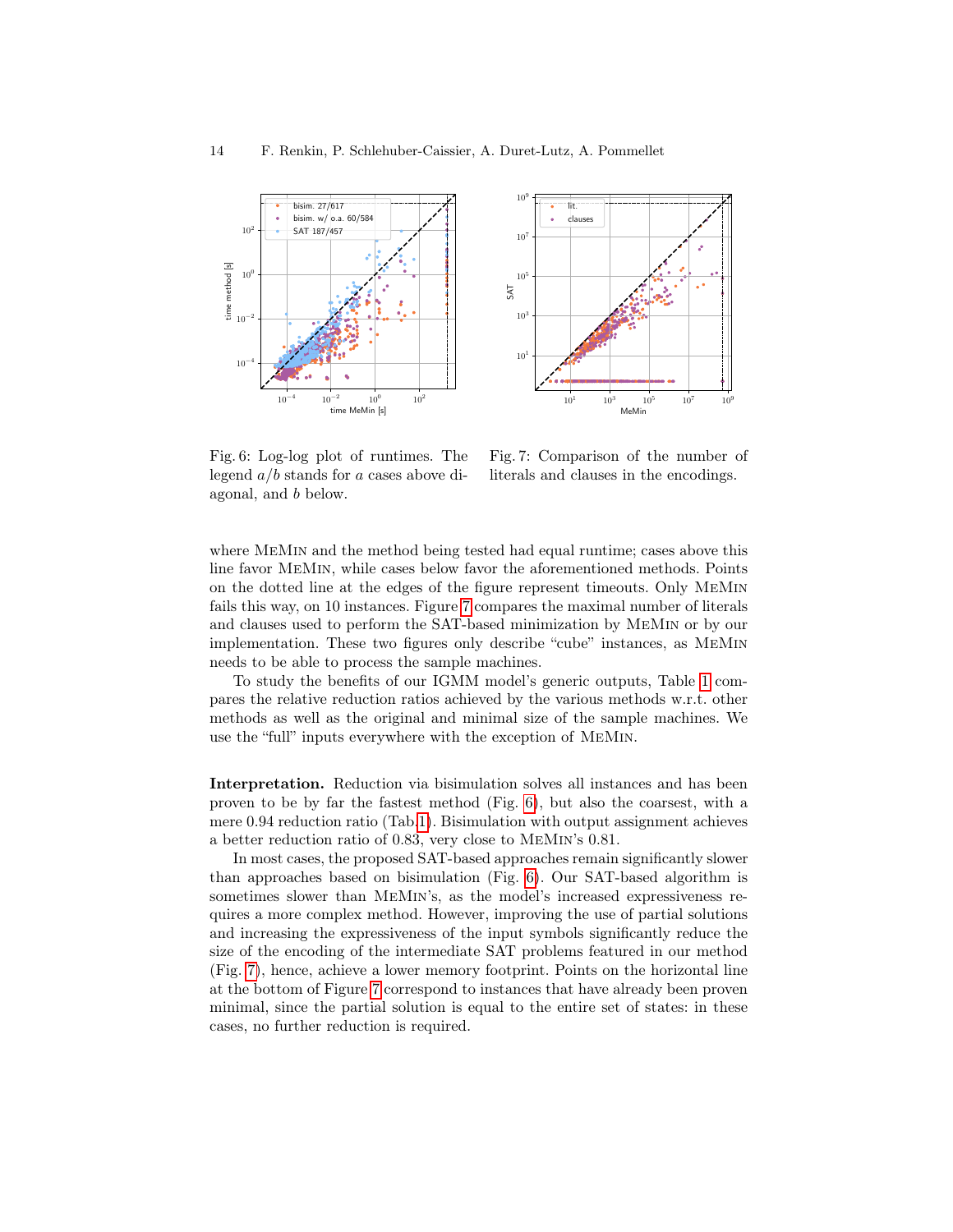Fig. 6: Log-log plot of runtimes. The legend $a/b$ stands for $a$ cases above diagonal, and $b$ below.

Fig. 7: Comparison of the number of literals and clauses in the encodings.

where MeMin and the method being tested had equal runtime; cases above this line favor MeMin, while cases below favor the aforementioned methods. Points on the dotted line at the edges of the figure represent timeouts. Only MeMin fails this way, on 10 instances. Figure 7 compares the maximal number of literals and clauses used to perform the SAT-based minimization by MeMin or by our implementation. These two figures only describe "cube" instances, as MeMin needs to be able to process the sample machines.

To study the benefits of our IGMM model's generic outputs, Table 1 compares the relative reduction ratios achieved by the various methods w.r.t. other methods as well as the original and minimal size of the sample machines. We use the "full" inputs everywhere with the exception of MeMin.

**Interpretation.** Reduction via bisimulation solves all instances and has been proven to be by far the fastest method (Fig. 6), but also the coarsest, with a mere 0.94 reduction ratio (Tab.1). Bisimulation with output assignment achieves a better reduction ratio of 0.83, very close to MeMin's 0.81.

In most cases, the proposed SAT-based approaches remain significantly slower than approaches based on bisimulation (Fig. 6). Our SAT-based algorithm is sometimes slower than MeMin's, as the model's increased expressiveness requires a more complex method. However, improving the use of partial solutions and increasing the expressiveness of the input symbols significantly reduce the size of the encoding of the intermediate SAT problems featured in our method (Fig. 7), hence, achieve a lower memory footprint. Points on the horizontal line at the bottom of Figure 7 correspond to instances that have already been proven minimal, since the partial solution is equal to the entire set of states: in these cases, no further reduction is required.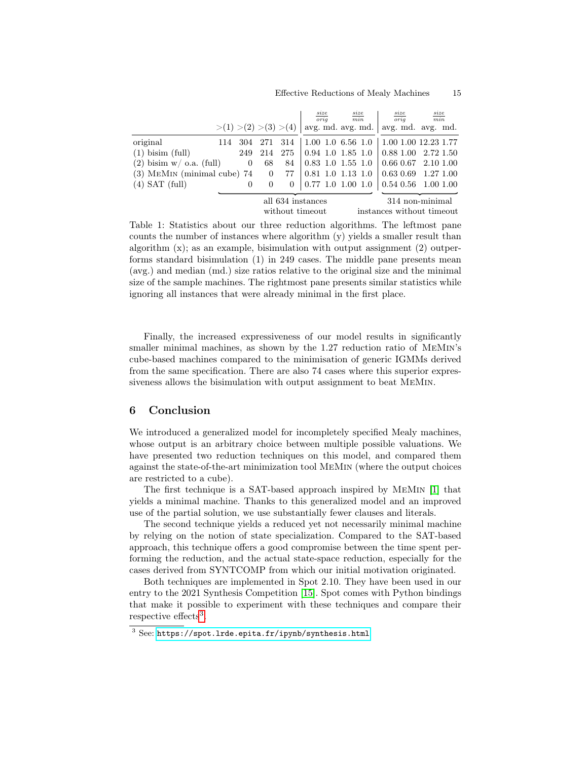|  | >(1) | >(2) | >(3) | >(4) | $\frac{size}{orig}$ avg. | md. | $\frac{size}{min}$ avg. | md. | $\frac{size}{orig}$ avg. | md. | $\frac{size}{min}$ avg. | md. |
|---|---|---|---|---|---|---|---|---|---|---|---|---|
| original | 114 | 304 | 271 | 314 | 1.00 | 1.0 | 6.56 | 1.0 | 1.00 | 1.00 | 12.23 | 1.77 |
| (1) bisim (full) |  | 249 | 214 | 275 | 0.94 | 1.0 | 1.85 | 1.0 | 0.88 | 1.00 | 2.72 | 1.50 |
| (2) bisim w/ o.a. (full) |  | 0 | 68 | 84 | 0.83 | 1.0 | 1.55 | 1.0 | 0.66 | 0.67 | 2.10 | 1.00 |
| (3) MeMin (minimal cube) | 74 |  | 0 | 77 | 0.81 | 1.0 | 1.13 | 1.0 | 0.63 | 0.69 | 1.27 | 1.00 |
| (4) SAT (full) |  | 0 | 0 | 0 | 0.77 | 1.0 | 1.00 | 1.0 | 0.54 | 0.56 | 1.00 | 1.00 |
|  | all 634 instances without timeout |  |  |  |  |  |  |  | 314 non-minimal instances without timeout |  |  |  |

Table 1: Statistics about our three reduction algorithms. The leftmost pane counts the number of instances where algorithm (y) yields a smaller result than algorithm (x); as an example, bisimulation with output assignment (2) outperforms standard bisimulation (1) in 249 cases. The middle pane presents mean (avg.) and median (md.) size ratios relative to the original size and the minimal size of the sample machines. The rightmost pane presents similar statistics while ignoring all instances that were already minimal in the first place.

Finally, the increased expressiveness of our model results in significantly smaller minimal machines, as shown by the 1.27 reduction ratio of MeMin's cube-based machines compared to the minimisation of generic IGMMs derived from the same specification. There are also 74 cases where this superior expressiveness allows the bisimulation with output assignment to beat MeMin.

## 6 Conclusion

We introduced a generalized model for incompletely specified Mealy machines, whose output is an arbitrary choice between multiple possible valuations. We have presented two reduction techniques on this model, and compared them against the state-of-the-art minimization tool MeMin (where the output choices are restricted to a cube).

The first technique is a SAT-based approach inspired by MeMin [1] that yields a minimal machine. Thanks to this generalized model and an improved use of the partial solution, we use substantially fewer clauses and literals.

The second technique yields a reduced yet not necessarily minimal machine by relying on the notion of state specialization. Compared to the SAT-based approach, this technique offers a good compromise between the time spent performing the reduction, and the actual state-space reduction, especially for the cases derived from SYNTCOMP from which our initial motivation originated.

Both techniques are implemented in Spot 2.10. They have been used in our entry to the 2021 Synthesis Competition [15]. Spot comes with Python bindings that make it possible to experiment with these techniques and compare their respective effects[3].

[3] See: https://spot.lrde.epita.fr/ipynb/synthesis.html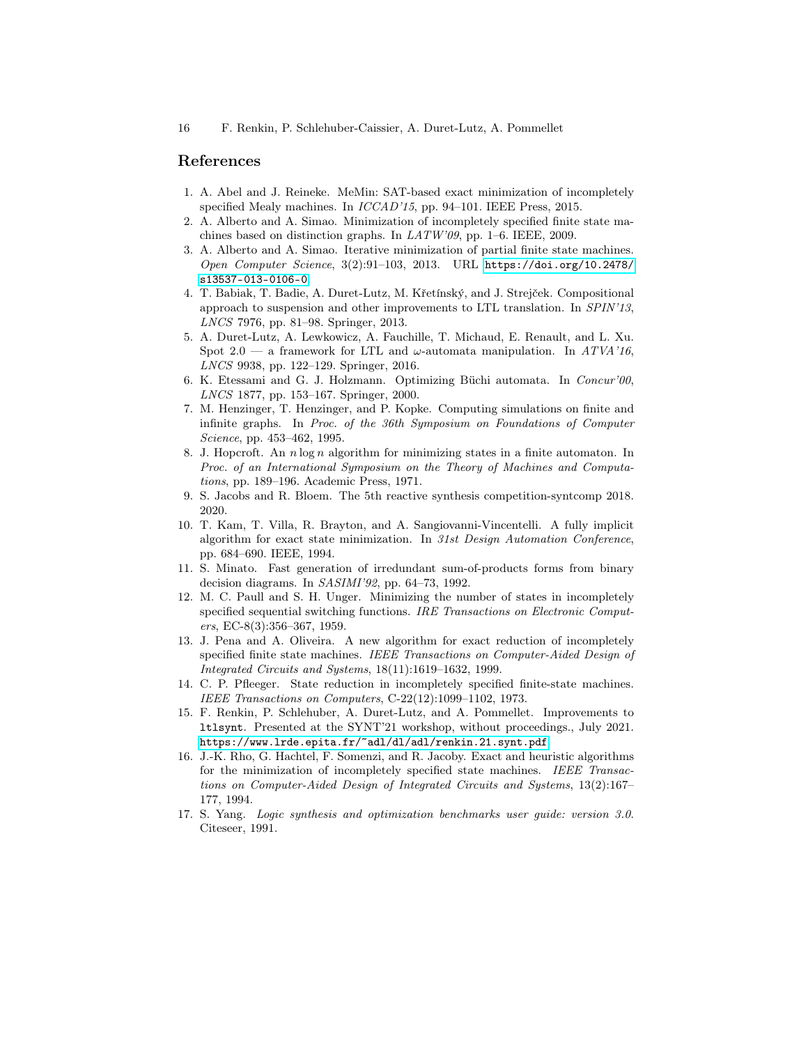## References

1. A. Abel and J. Reineke. MeMin: SAT-based exact minimization of incompletely specified Mealy machines. In *ICCAD'15*, pp. 94–101. IEEE Press, 2015.
2. A. Alberto and A. Simao. Minimization of incompletely specified finite state machines based on distinction graphs. In *LATW'09*, pp. 1–6. IEEE, 2009.
3. A. Alberto and A. Simao. Iterative minimization of partial finite state machines. *Open Computer Science*, 3(2):91–103, 2013. URL https://doi.org/10.2478/s13537-013-0106-0.
4. T. Babiak, T. Badie, A. Duret-Lutz, M. Křetínský, and J. Strejček. Compositional approach to suspension and other improvements to LTL translation. In *SPIN'13*, *LNCS* 7976, pp. 81–98. Springer, 2013.
5. A. Duret-Lutz, A. Lewkowicz, A. Fauchille, T. Michaud, E. Renault, and L. Xu. Spot 2.0 — a framework for LTL and $\omega$-automata manipulation. In *ATVA'16*, *LNCS* 9938, pp. 122–129. Springer, 2016.
6. K. Etessami and G. J. Holzmann. Optimizing Büchi automata. In *Concur'00*, *LNCS* 1877, pp. 153–167. Springer, 2000.
7. M. Henzinger, T. Henzinger, and P. Kopke. Computing simulations on finite and infinite graphs. In *Proc. of the 36th Symposium on Foundations of Computer Science*, pp. 453–462, 1995.
8. J. Hopcroft. An $n \log n$ algorithm for minimizing states in a finite automaton. In *Proc. of an International Symposium on the Theory of Machines and Computations*, pp. 189–196. Academic Press, 1971.
9. S. Jacobs and R. Bloem. The 5th reactive synthesis competition-syntcomp 2018. 2020.
10. T. Kam, T. Villa, R. Brayton, and A. Sangiovanni-Vincentelli. A fully implicit algorithm for exact state minimization. In *31st Design Automation Conference*, pp. 684–690. IEEE, 1994.
11. S. Minato. Fast generation of irredundant sum-of-products forms from binary decision diagrams. In *SASIMI'92*, pp. 64–73, 1992.
12. M. C. Paull and S. H. Unger. Minimizing the number of states in incompletely specified sequential switching functions. *IRE Transactions on Electronic Computers*, EC-8(3):356–367, 1959.
13. J. Pena and A. Oliveira. A new algorithm for exact reduction of incompletely specified finite state machines. *IEEE Transactions on Computer-Aided Design of Integrated Circuits and Systems*, 18(11):1619–1632, 1999.
14. C. P. Pfleeger. State reduction in incompletely specified finite-state machines. *IEEE Transactions on Computers*, C-22(12):1099–1102, 1973.
15. F. Renkin, P. Schlehuber, A. Duret-Lutz, and A. Pommellet. Improvements to `ltlsynt`. Presented at the SYNT'21 workshop, without proceedings., July 2021. https://www.lrde.epita.fr/~adl/dl/adl/renkin.21.synt.pdf
16. J.-K. Rho, G. Hachtel, F. Somenzi, and R. Jacoby. Exact and heuristic algorithms for the minimization of incompletely specified state machines. *IEEE Transactions on Computer-Aided Design of Integrated Circuits and Systems*, 13(2):167–177, 1994.
17. S. Yang. *Logic synthesis and optimization benchmarks user guide: version 3.0*. Citeseer, 1991.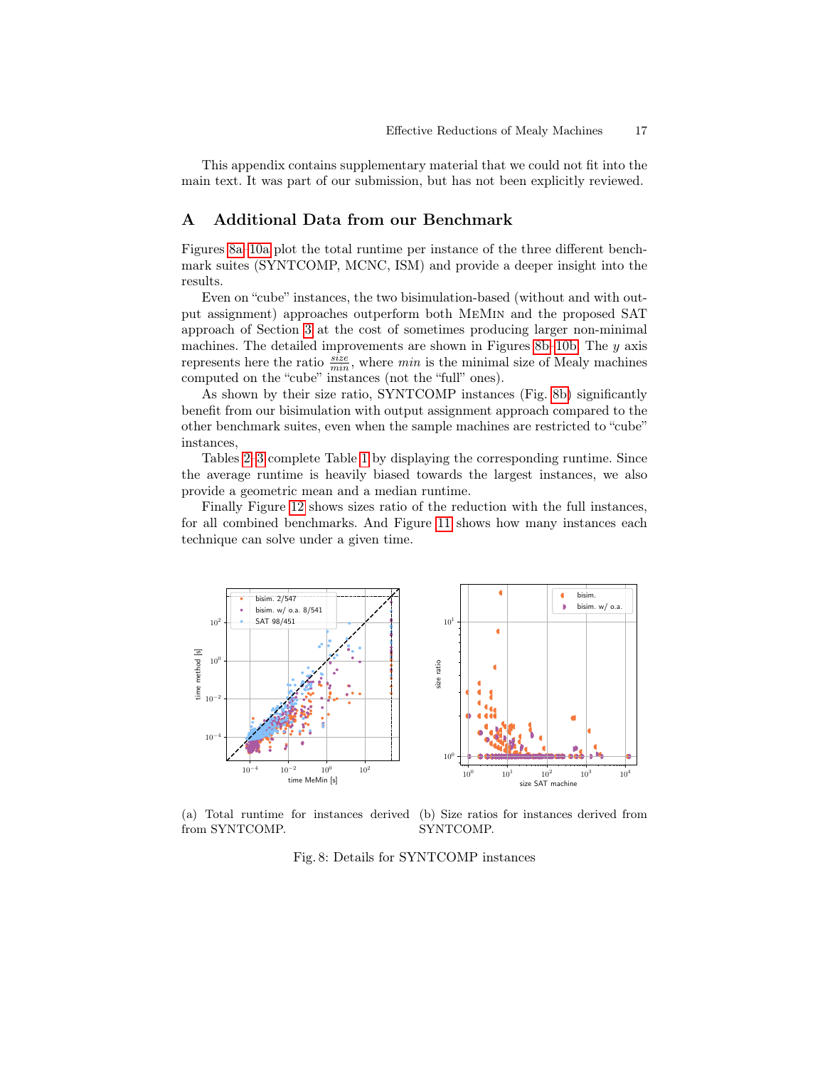This appendix contains supplementary material that we could not fit into the main text. It was part of our submission, but has not been explicitly reviewed.

## A Additional Data from our Benchmark

Figures 8a–10a plot the total runtime per instance of the three different benchmark suites (SYNTCOMP, MCNC, ISM) and provide a deeper insight into the results.

Even on "cube" instances, the two bisimulation-based (without and with output assignment) approaches outperform both MeMin and the proposed SAT approach of Section 3 at the cost of sometimes producing larger non-minimal machines. The detailed improvements are shown in Figures 8b–10b. The $y$ axis represents here the ratio $\frac{size}{min}$, where $min$ is the minimal size of Mealy machines computed on the "cube" instances (not the "full" ones).

As shown by their size ratio, SYNTCOMP instances (Fig. 8b) significantly benefit from our bisimulation with output assignment approach compared to the other benchmark suites, even when the sample machines are restricted to "cube" instances,

Tables 2–3 complete Table 1 by displaying the corresponding runtime. Since the average runtime is heavily biased towards the largest instances, we also provide a geometric mean and a median runtime.

Finally Figure 12 shows sizes ratio of the reduction with the full instances, for all combined benchmarks. And Figure 11 shows how many instances each technique can solve under a given time.

(a) Total runtime for instances derived from SYNTCOMP.

(b) Size ratios for instances derived from SYNTCOMP.

Fig. 8: Details for SYNTCOMP instances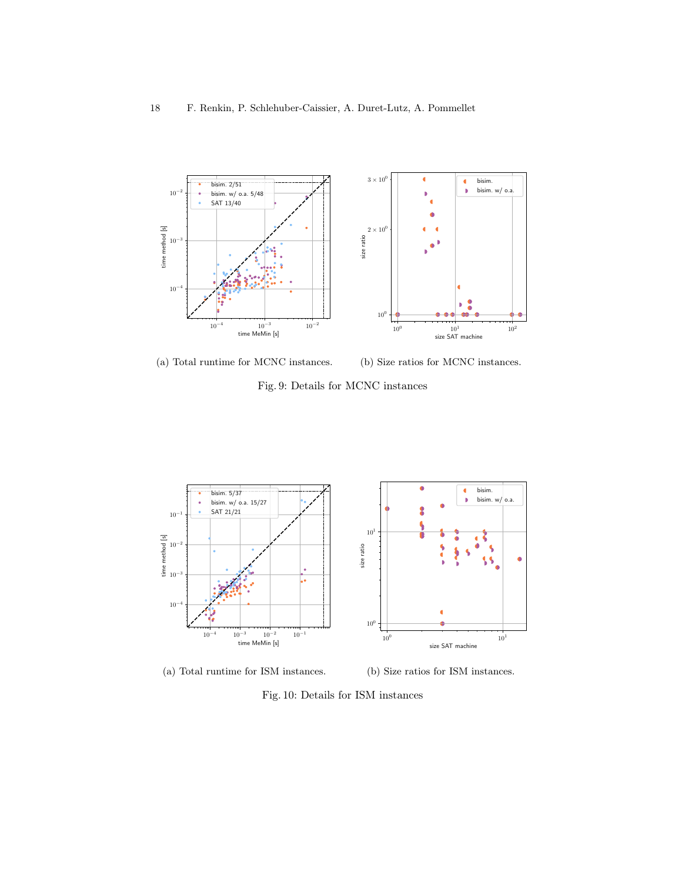(a) Total runtime for MCNC instances.

(b) Size ratios for MCNC instances.

Fig. 9: Details for MCNC instances

(a) Total runtime for ISM instances.

(b) Size ratios for ISM instances.

Fig. 10: Details for ISM instances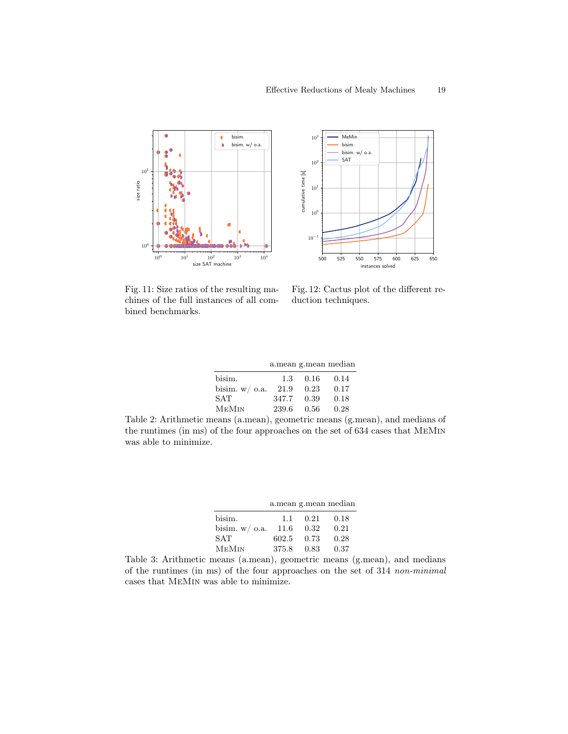size ratio

$10^1$

$10^0$

$10^0$ $10^1$ $10^2$ $10^3$ $10^4$

size SAT machine

bisim.

bisim. w/ o.a.

Fig. 11: Size ratios of the resulting machines of the full instances of all combined benchmarks.

cumulative time [s]

$10^3$

$10^2$

$10^1$

$10^0$

$10^{-1}$

500 525 550 575 600 625 650

instances solved

MeMin

bisim.

bisim. w/ o.a.

SAT

Fig. 12: Cactus plot of the different reduction techniques.

| | a.mean | g.mean | median |
|---|---|---|---|
| bisim. | 1.3 | 0.16 | 0.14 |
| bisim. w/ o.a. | 21.9 | 0.23 | 0.17 |
| SAT | 347.7 | 0.39 | 0.18 |
| MeMin | 239.6 | 0.56 | 0.28 |

Table 2: Arithmetic means (a.mean), geometric means (g.mean), and medians of the runtimes (in ms) of the four approaches on the set of 634 cases that MeMin was able to minimize.

| | a.mean | g.mean | median |
|---|---|---|---|
| bisim. | 1.1 | 0.21 | 0.18 |
| bisim. w/ o.a. | 11.6 | 0.32 | 0.21 |
| SAT | 602.5 | 0.73 | 0.28 |
| MeMin | 375.8 | 0.83 | 0.37 |

Table 3: Arithmetic means (a.mean), geometric means (g.mean), and medians of the runtimes (in ms) of the four approaches on the set of 314 *non-minimal* cases that MeMin was able to minimize.